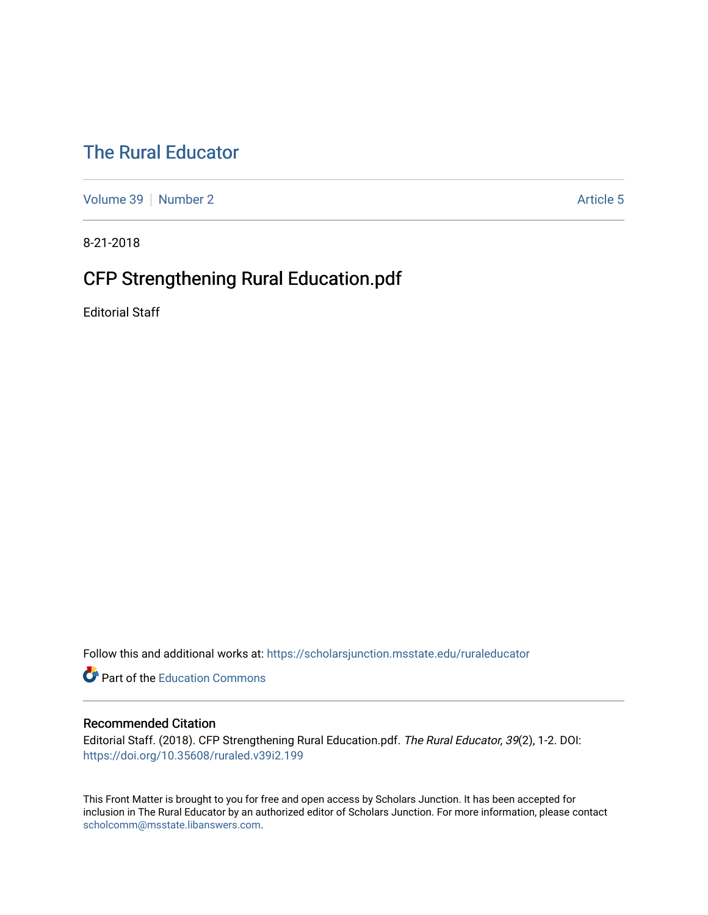# The Rural Educator

Volume 39 | Number 2 | Article 5

8-21-2018

## CFP Strengthening Rural Education.pdf

Editorial Staff

Follow this and additional works at: https://scholarsjunction.msstate.edu/ruraleducator

Part of the Education Commons

### Recommended Citation

Editorial Staff. (2018). CFP Strengthening Rural Education.pdf. *The Rural Educator, 39*(2), 1-2. DOI: https://doi.org/10.35608/ruraled.v39i2.199

This Front Matter is brought to you for free and open access by Scholars Junction. It has been accepted for inclusion in The Rural Educator by an authorized editor of Scholars Junction. For more information, please contact scholcomm@msstate.libanswers.com.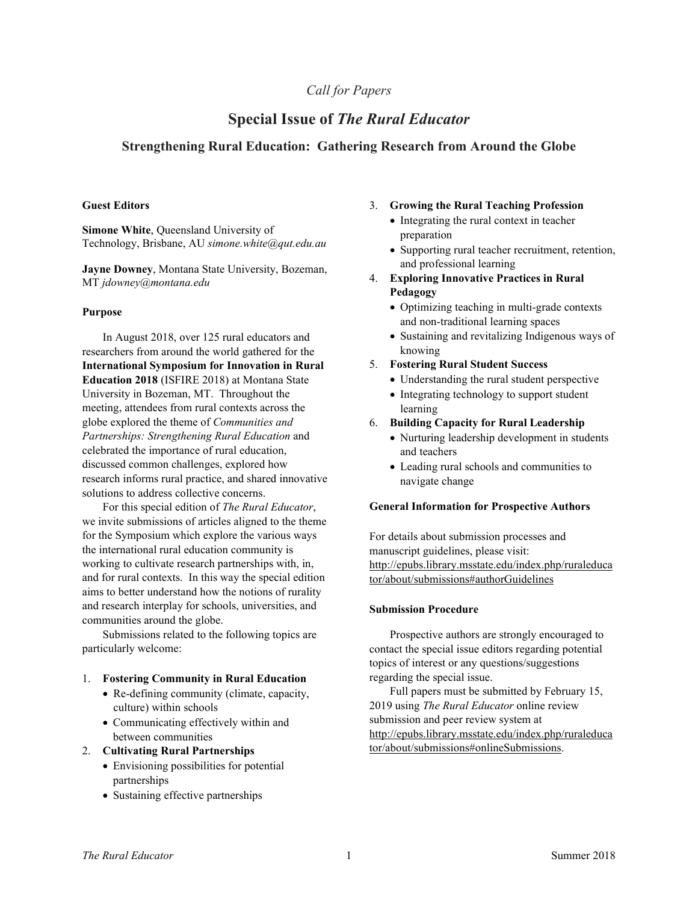*Call for Papers*

# Special Issue of *The Rural Educator*

## Strengthening Rural Education: Gathering Research from Around the Globe

**Guest Editors**

**Simone White**, Queensland University of Technology, Brisbane, AU *simone.white@qut.edu.au*

**Jayne Downey**, Montana State University, Bozeman, MT *jdowney@montana.edu*

**Purpose**

In August 2018, over 125 rural educators and researchers from around the world gathered for the **International Symposium for Innovation in Rural Education 2018** (ISFIRE 2018) at Montana State University in Bozeman, MT. Throughout the meeting, attendees from rural contexts across the globe explored the theme of *Communities and Partnerships: Strengthening Rural Education* and celebrated the importance of rural education, discussed common challenges, explored how research informs rural practice, and shared innovative solutions to address collective concerns.

For this special edition of *The Rural Educator*, we invite submissions of articles aligned to the theme for the Symposium which explore the various ways the international rural education community is working to cultivate research partnerships with, in, and for rural contexts. In this way the special edition aims to better understand how the notions of rurality and research interplay for schools, universities, and communities around the globe.

Submissions related to the following topics are particularly welcome:

1. **Fostering Community in Rural Education**
   - Re-defining community (climate, capacity, culture) within schools
   - Communicating effectively within and between communities
2. **Cultivating Rural Partnerships**
   - Envisioning possibilities for potential partnerships
   - Sustaining effective partnerships
3. **Growing the Rural Teaching Profession**
   - Integrating the rural context in teacher preparation
   - Supporting rural teacher recruitment, retention, and professional learning
4. **Exploring Innovative Practices in Rural Pedagogy**
   - Optimizing teaching in multi-grade contexts and non-traditional learning spaces
   - Sustaining and revitalizing Indigenous ways of knowing
5. **Fostering Rural Student Success**
   - Understanding the rural student perspective
   - Integrating technology to support student learning
6. **Building Capacity for Rural Leadership**
   - Nurturing leadership development in students and teachers
   - Leading rural schools and communities to navigate change

**General Information for Prospective Authors**

For details about submission processes and manuscript guidelines, please visit: http://epubs.library.msstate.edu/index.php/ruraleducator/about/submissions#authorGuidelines

**Submission Procedure**

Prospective authors are strongly encouraged to contact the special issue editors regarding potential topics of interest or any questions/suggestions regarding the special issue.

Full papers must be submitted by February 15, 2019 using *The Rural Educator* online review submission and peer review system at http://epubs.library.msstate.edu/index.php/ruraleducator/about/submissions#onlineSubmissions.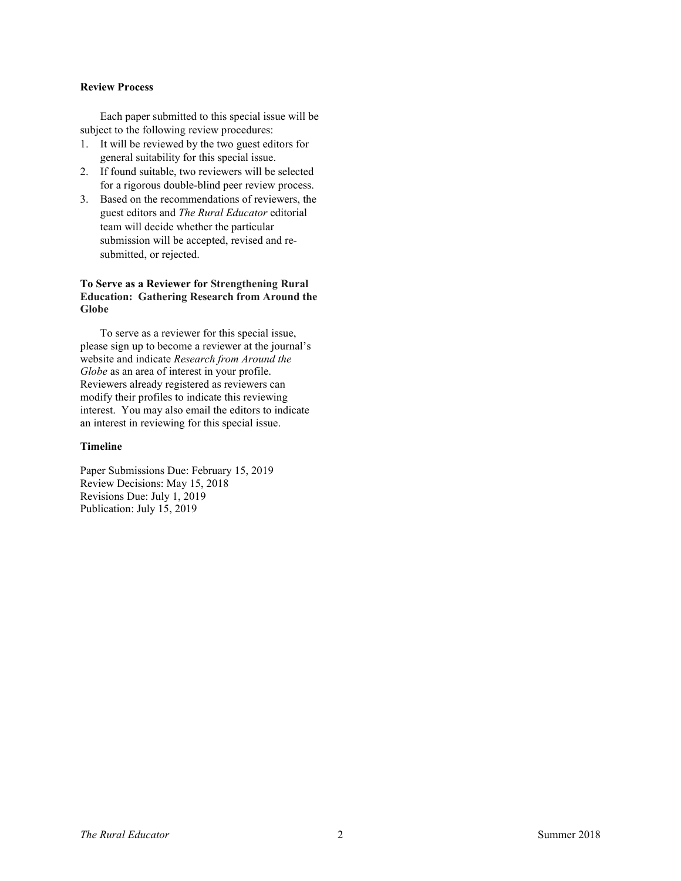**Review Process**

Each paper submitted to this special issue will be subject to the following review procedures:

1. It will be reviewed by the two guest editors for general suitability for this special issue.
2. If found suitable, two reviewers will be selected for a rigorous double-blind peer review process.
3. Based on the recommendations of reviewers, the guest editors and *The Rural Educator* editorial team will decide whether the particular submission will be accepted, revised and re-submitted, or rejected.

**To Serve as a Reviewer for Strengthening Rural Education: Gathering Research from Around the Globe**

To serve as a reviewer for this special issue, please sign up to become a reviewer at the journal's website and indicate *Research from Around the Globe* as an area of interest in your profile. Reviewers already registered as reviewers can modify their profiles to indicate this reviewing interest. You may also email the editors to indicate an interest in reviewing for this special issue.

**Timeline**

Paper Submissions Due: February 15, 2019
Review Decisions: May 15, 2018
Revisions Due: July 1, 2019
Publication: July 15, 2019